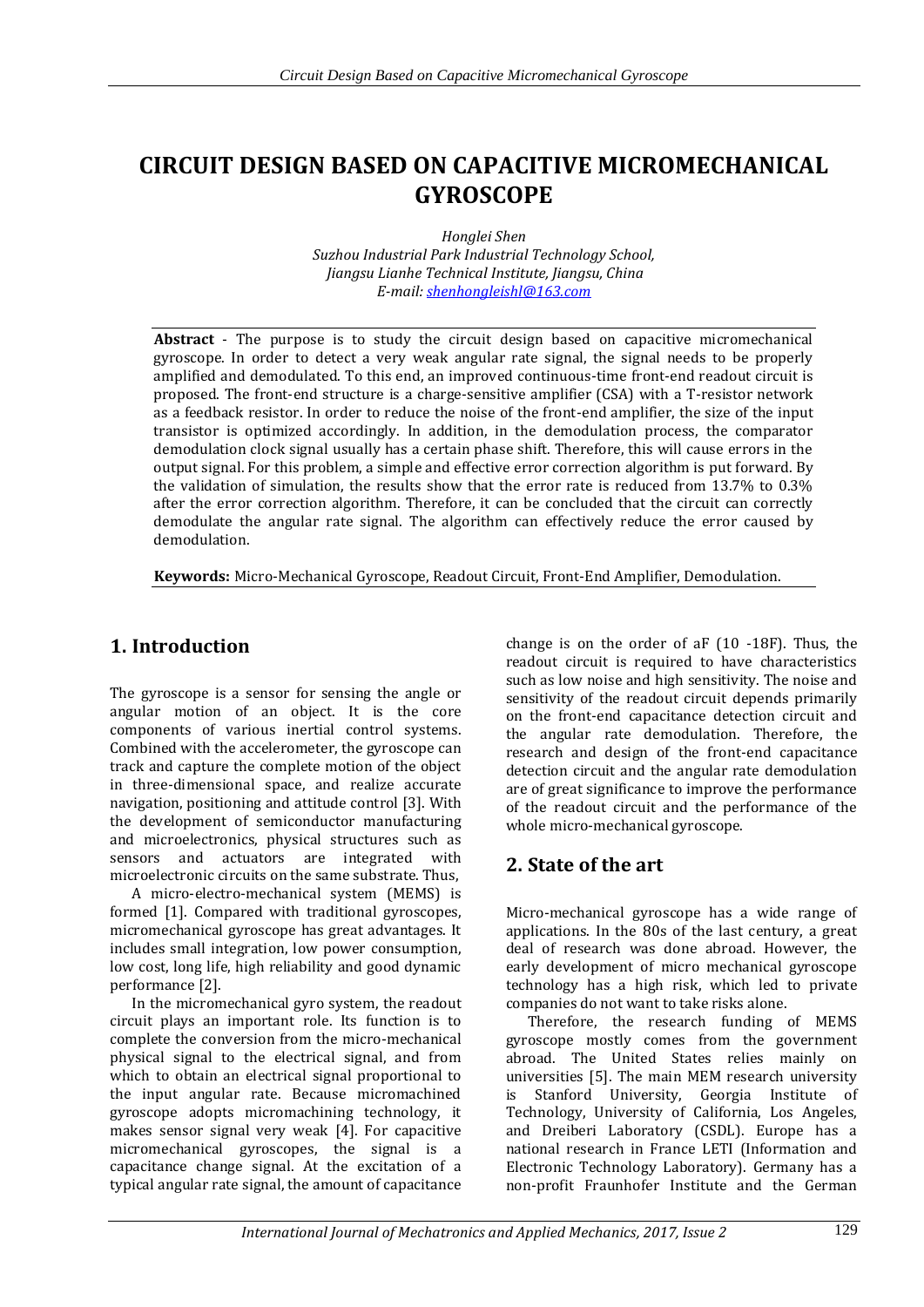# CIRCUIT DESIGN BASED ON CAPACITIVE MICROMECHANICAL GYROSCOPE

*Honglei Shen*
*Suzhou Industrial Park Industrial Technology School,*
*Jiangsu Lianhe Technical Institute, Jiangsu, China*
*E-mail: shenhongleishl@163.com*

**Abstract** - The purpose is to study the circuit design based on capacitive micromechanical gyroscope. In order to detect a very weak angular rate signal, the signal needs to be properly amplified and demodulated. To this end, an improved continuous-time front-end readout circuit is proposed. The front-end structure is a charge-sensitive amplifier (CSA) with a T-resistor network as a feedback resistor. In order to reduce the noise of the front-end amplifier, the size of the input transistor is optimized accordingly. In addition, in the demodulation process, the comparator demodulation clock signal usually has a certain phase shift. Therefore, this will cause errors in the output signal. For this problem, a simple and effective error correction algorithm is put forward. By the validation of simulation, the results show that the error rate is reduced from 13.7% to 0.3% after the error correction algorithm. Therefore, it can be concluded that the circuit can correctly demodulate the angular rate signal. The algorithm can effectively reduce the error caused by demodulation.

**Keywords:** Micro-Mechanical Gyroscope, Readout Circuit, Front-End Amplifier, Demodulation.

## 1. Introduction

The gyroscope is a sensor for sensing the angle or angular motion of an object. It is the core components of various inertial control systems. Combined with the accelerometer, the gyroscope can track and capture the complete motion of the object in three-dimensional space, and realize accurate navigation, positioning and attitude control [3]. With the development of semiconductor manufacturing and microelectronics, physical structures such as sensors and actuators are integrated with microelectronic circuits on the same substrate. Thus,

A micro-electro-mechanical system (MEMS) is formed [1]. Compared with traditional gyroscopes, micromechanical gyroscope has great advantages. It includes small integration, low power consumption, low cost, long life, high reliability and good dynamic performance [2].

In the micromechanical gyro system, the readout circuit plays an important role. Its function is to complete the conversion from the micro-mechanical physical signal to the electrical signal, and from which to obtain an electrical signal proportional to the input angular rate. Because micromachined gyroscope adopts micromachining technology, it makes sensor signal very weak [4]. For capacitive micromechanical gyroscopes, the signal is a capacitance change signal. At the excitation of a typical angular rate signal, the amount of capacitance change is on the order of aF (10 -18F). Thus, the readout circuit is required to have characteristics such as low noise and high sensitivity. The noise and sensitivity of the readout circuit depends primarily on the front-end capacitance detection circuit and the angular rate demodulation. Therefore, the research and design of the front-end capacitance detection circuit and the angular rate demodulation are of great significance to improve the performance of the readout circuit and the performance of the whole micro-mechanical gyroscope.

## 2. State of the art

Micro-mechanical gyroscope has a wide range of applications. In the 80s of the last century, a great deal of research was done abroad. However, the early development of micro mechanical gyroscope technology has a high risk, which led to private companies do not want to take risks alone.

Therefore, the research funding of MEMS gyroscope mostly comes from the government abroad. The United States relies mainly on universities [5]. The main MEM research university is Stanford University, Georgia Institute of Technology, University of California, Los Angeles, and Dreiberi Laboratory (CSDL). Europe has a national research in France LETI (Information and Electronic Technology Laboratory). Germany has a non-profit Fraunhofer Institute and the German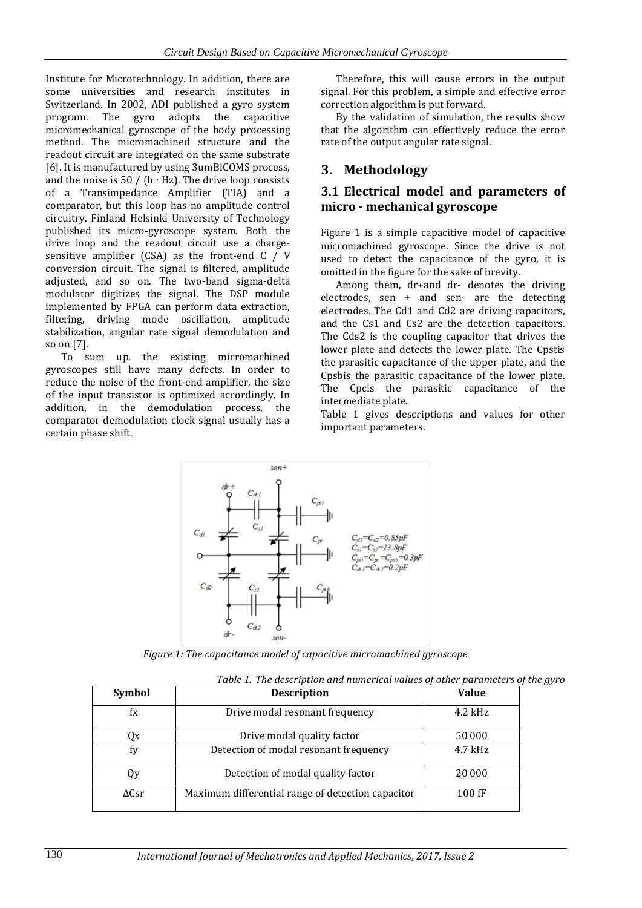Institute for Microtechnology. In addition, there are some universities and research institutes in Switzerland. In 2002, ADI published a gyro system program. The gyro adopts the capacitive micromechanical gyroscope of the body processing method. The micromachined structure and the readout circuit are integrated on the same substrate [6]. It is manufactured by using 3umBiCOMS process, and the noise is 50 / (h · Hz). The drive loop consists of a Transimpedance Amplifier (TIA) and a comparator, but this loop has no amplitude control circuitry. Finland Helsinki University of Technology published its micro-gyroscope system. Both the drive loop and the readout circuit use a charge-sensitive amplifier (CSA) as the front-end C / V conversion circuit. The signal is filtered, amplitude adjusted, and so on. The two-band sigma-delta modulator digitizes the signal. The DSP module implemented by FPGA can perform data extraction, filtering, driving mode oscillation, amplitude stabilization, angular rate signal demodulation and so on [7].

To sum up, the existing micromachined gyroscopes still have many defects. In order to reduce the noise of the front-end amplifier, the size of the input transistor is optimized accordingly. In addition, in the demodulation process, the comparator demodulation clock signal usually has a certain phase shift.

Therefore, this will cause errors in the output signal. For this problem, a simple and effective error correction algorithm is put forward.

By the validation of simulation, the results show that the algorithm can effectively reduce the error rate of the output angular rate signal.

## 3. Methodology

### 3.1 Electrical model and parameters of micro - mechanical gyroscope

Figure 1 is a simple capacitive model of capacitive micromachined gyroscope. Since the drive is not used to detect the capacitance of the gyro, it is omitted in the figure for the sake of brevity.

Among them, dr+and dr- denotes the driving electrodes, sen + and sen- are the detecting electrodes. The Cd1 and Cd2 are driving capacitors, and the Cs1 and Cs2 are the detection capacitors. The Cds2 is the coupling capacitor that drives the lower plate and detects the lower plate. The Cpstis the parasitic capacitance of the upper plate, and the Cpsbis the parasitic capacitance of the lower plate. The Cpcis the parasitic capacitance of the intermediate plate.

Table 1 gives descriptions and values for other important parameters.

$C_{d1}=C_{d2}=0.85pF$, $C_{s1}=C_{s2}=13.8pF$, $C_{pst}=C_{pc}=C_{psb}=0.3pF$, $C_{ds1}=C_{ds2}=0.2pF$

*Figure 1: The capacitance model of capacitive micromachined gyroscope*

*Table 1. The description and numerical values of other parameters of the gyro*

| Symbol | Description | Value |
|---|---|---|
| fx | Drive modal resonant frequency | 4.2 kHz |
| Qx | Drive modal quality factor | 50 000 |
| fy | Detection of modal resonant frequency | 4.7 kHz |
| Qy | Detection of modal quality factor | 20 000 |
| ΔCsr | Maximum differential range of detection capacitor | 100 fF |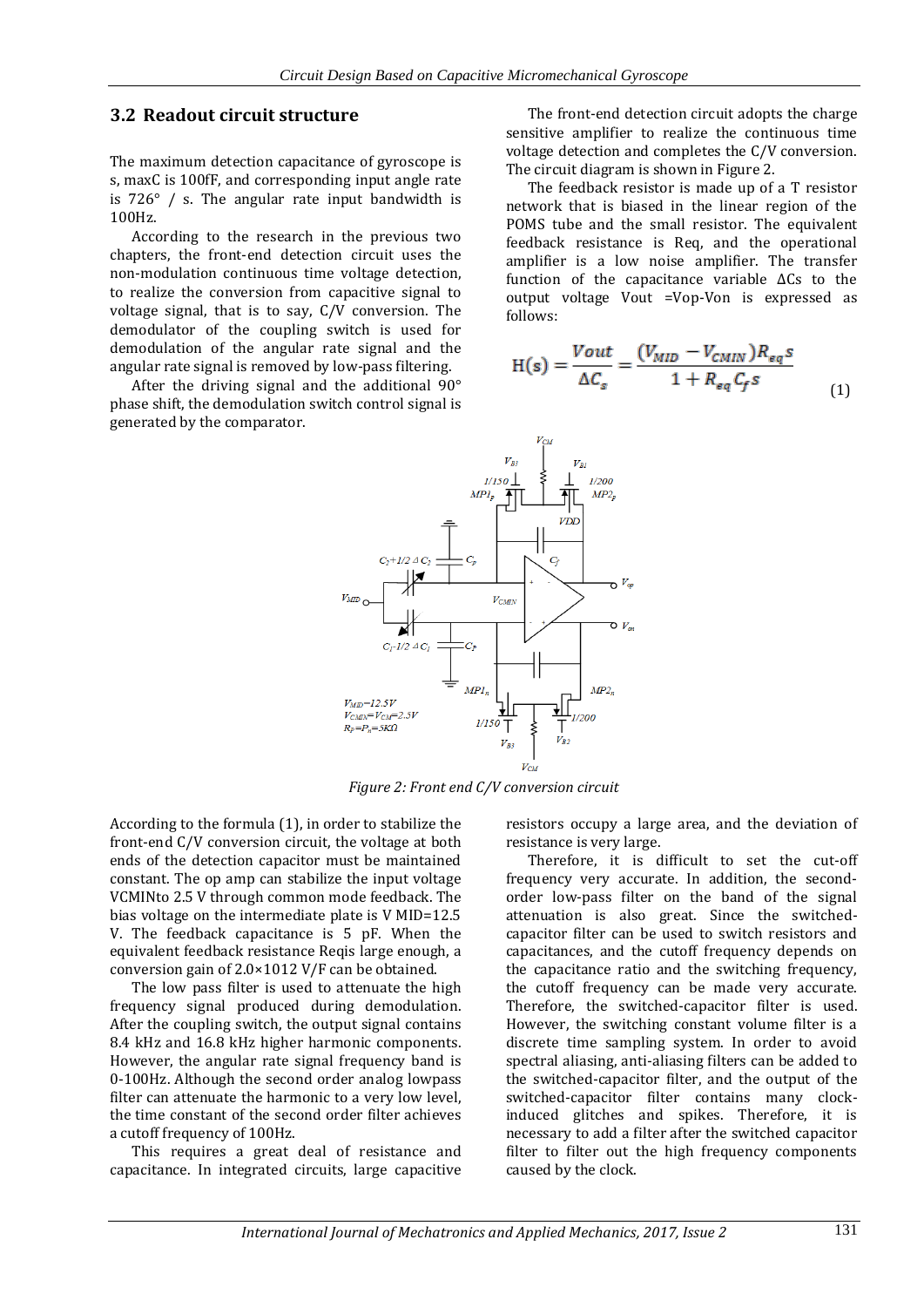## 3.2 Readout circuit structure

The maximum detection capacitance of gyroscope is s, maxC is 100fF, and corresponding input angle rate is 726° / s. The angular rate input bandwidth is 100Hz.

According to the research in the previous two chapters, the front-end detection circuit uses the non-modulation continuous time voltage detection, to realize the conversion from capacitive signal to voltage signal, that is to say, C/V conversion. The demodulator of the coupling switch is used for demodulation of the angular rate signal and the angular rate signal is removed by low-pass filtering.

After the driving signal and the additional 90° phase shift, the demodulation switch control signal is generated by the comparator.

The front-end detection circuit adopts the charge sensitive amplifier to realize the continuous time voltage detection and completes the C/V conversion. The circuit diagram is shown in Figure 2.

The feedback resistor is made up of a T resistor network that is biased in the linear region of the POMS tube and the small resistor. The equivalent feedback resistance is Req, and the operational amplifier is a low noise amplifier. The transfer function of the capacitance variable $\Delta Cs$ to the output voltage Vout =Vop-Von is expressed as follows:

$$H(s) = \frac{Vout}{\Delta C_s} = \frac{(V_{MID} - V_{CMIN})R_{eq}s}{1 + R_{eq}C_f s} \quad (1)$$

Figure 2: Front end C/V conversion circuit

According to the formula (1), in order to stabilize the front-end C/V conversion circuit, the voltage at both ends of the detection capacitor must be maintained constant. The op amp can stabilize the input voltage VCMINto 2.5 V through common mode feedback. The bias voltage on the intermediate plate is V MID=12.5 V. The feedback capacitance is 5 pF. When the equivalent feedback resistance Reqis large enough, a conversion gain of 2.0×1012 V/F can be obtained.

The low pass filter is used to attenuate the high frequency signal produced during demodulation. After the coupling switch, the output signal contains 8.4 kHz and 16.8 kHz higher harmonic components. However, the angular rate signal frequency band is 0-100Hz. Although the second order analog lowpass filter can attenuate the harmonic to a very low level, the time constant of the second order filter achieves a cutoff frequency of 100Hz.

This requires a great deal of resistance and capacitance. In integrated circuits, large capacitive resistors occupy a large area, and the deviation of resistance is very large.

Therefore, it is difficult to set the cut-off frequency very accurate. In addition, the second-order low-pass filter on the band of the signal attenuation is also great. Since the switched-capacitor filter can be used to switch resistors and capacitances, and the cutoff frequency depends on the capacitance ratio and the switching frequency, the cutoff frequency can be made very accurate. Therefore, the switched-capacitor filter is used. However, the switching constant volume filter is a discrete time sampling system. In order to avoid spectral aliasing, anti-aliasing filters can be added to the switched-capacitor filter, and the output of the switched-capacitor filter contains many clock-induced glitches and spikes. Therefore, it is necessary to add a filter after the switched capacitor filter to filter out the high frequency components caused by the clock.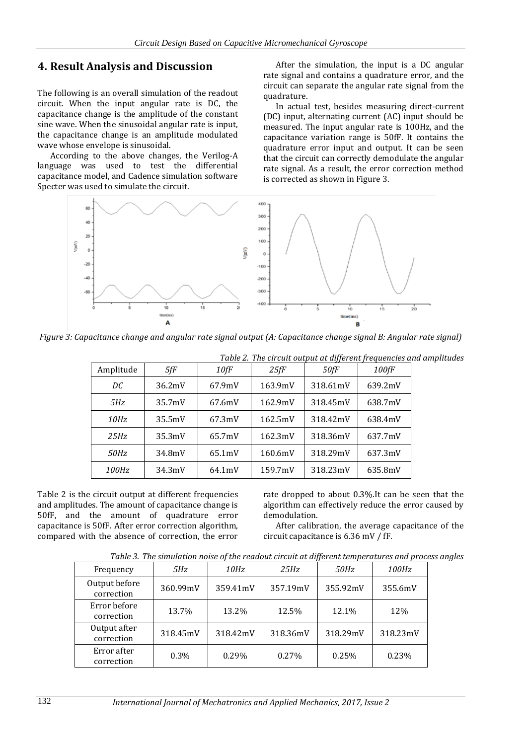## 4. Result Analysis and Discussion

The following is an overall simulation of the readout circuit. When the input angular rate is DC, the capacitance change is the amplitude of the constant sine wave. When the sinusoidal angular rate is input, the capacitance change is an amplitude modulated wave whose envelope is sinusoidal.

According to the above changes, the Verilog-A language was used to test the differential capacitance model, and Cadence simulation software Specter was used to simulate the circuit.

After the simulation, the input is a DC angular rate signal and contains a quadrature error, and the circuit can separate the angular rate signal from the quadrature.

In actual test, besides measuring direct-current (DC) input, alternating current (AC) input should be measured. The input angular rate is 100Hz, and the capacitance variation range is 50fF. It contains the quadrature error input and output. It can be seen that the circuit can correctly demodulate the angular rate signal. As a result, the error correction method is corrected as shown in Figure 3.

*Figure 3: Capacitance change and angular rate signal output (A: Capacitance change signal B: Angular rate signal)*

*Table 2. The circuit output at different frequencies and amplitudes*

| Amplitude | *5fF* | *10fF* | *25fF* | *50fF* | *100fF* |
|---|---|---|---|---|---|
| *DC* | 36.2mV | 67.9mV | 163.9mV | 318.61mV | 639.2mV |
| *5Hz* | 35.7mV | 67.6mV | 162.9mV | 318.45mV | 638.7mV |
| *10Hz* | 35.5mV | 67.3mV | 162.5mV | 318.42mV | 638.4mV |
| *25Hz* | 35.3mV | 65.7mV | 162.3mV | 318.36mV | 637.7mV |
| *50Hz* | 34.8mV | 65.1mV | 160.6mV | 318.29mV | 637.3mV |
| *100Hz* | 34.3mV | 64.1mV | 159.7mV | 318.23mV | 635.8mV |

Table 2 is the circuit output at different frequencies and amplitudes. The amount of capacitance change is 50fF, and the amount of quadrature error capacitance is 50fF. After error correction algorithm, compared with the absence of correction, the error rate dropped to about 0.3%.It can be seen that the algorithm can effectively reduce the error caused by demodulation.

After calibration, the average capacitance of the circuit capacitance is 6.36 mV / fF.

*Table 3. The simulation noise of the readout circuit at different temperatures and process angles*

| Frequency | *5Hz* | *10Hz* | *25Hz* | *50Hz* | *100Hz* |
|---|---|---|---|---|---|
| Output before correction | 360.99mV | 359.41mV | 357.19mV | 355.92mV | 355.6mV |
| Error before correction | 13.7% | 13.2% | 12.5% | 12.1% | 12% |
| Output after correction | 318.45mV | 318.42mV | 318.36mV | 318.29mV | 318.23mV |
| Error after correction | 0.3% | 0.29% | 0.27% | 0.25% | 0.23% |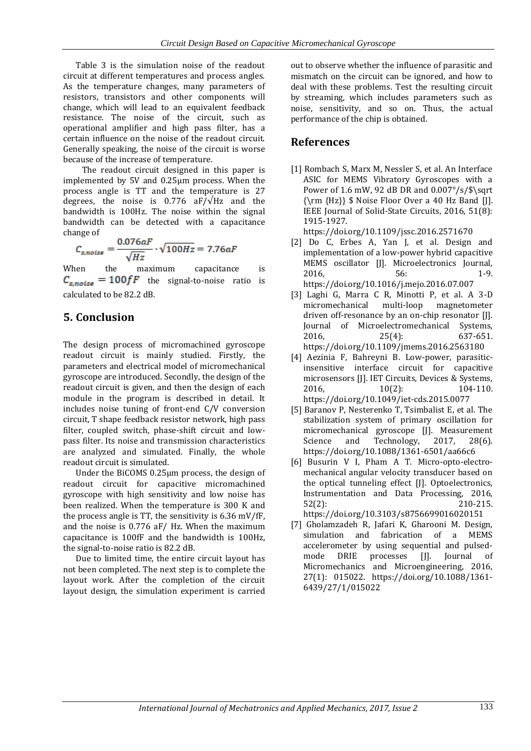Table 3 is the simulation noise of the readout circuit at different temperatures and process angles. As the temperature changes, many parameters of resistors, transistors and other components will change, which will lead to an equivalent feedback resistance. The noise of the circuit, such as operational amplifier and high pass filter, has a certain influence on the noise of the readout circuit. Generally speaking, the noise of the circuit is worse because of the increase of temperature.

The readout circuit designed in this paper is implemented by 5V and 0.25μm process. When the process angle is TT and the temperature is 27 degrees, the noise is 0.776 aF/√Hz and the bandwidth is 100Hz. The noise within the signal bandwidth can be detected with a capacitance change of

$$C_{s,noise} = \frac{0.076aF}{\sqrt{Hz}} \cdot \sqrt{100Hz} = 7.76aF$$

When the maximum capacitance is $C_{s,noise} = 100fF$ the signal-to-noise ratio is calculated to be 82.2 dB.

## 5. Conclusion

The design process of micromachined gyroscope readout circuit is mainly studied. Firstly, the parameters and electrical model of micromechanical gyroscope are introduced. Secondly, the design of the readout circuit is given, and then the design of each module in the program is described in detail. It includes noise tuning of front-end C/V conversion circuit, T shape feedback resistor network, high pass filter, coupled switch, phase-shift circuit and low-pass filter. Its noise and transmission characteristics are analyzed and simulated. Finally, the whole readout circuit is simulated.

Under the BiCOMS 0.25μm process, the design of readout circuit for capacitive micromachined gyroscope with high sensitivity and low noise has been realized. When the temperature is 300 K and the process angle is TT, the sensitivity is 6.36 mV/fF, and the noise is 0.776 aF/ Hz. When the maximum capacitance is 100fF and the bandwidth is 100Hz, the signal-to-noise ratio is 82.2 dB.

Due to limited time, the entire circuit layout has not been completed. The next step is to complete the layout work. After the completion of the circuit layout design, the simulation experiment is carried out to observe whether the influence of parasitic and mismatch on the circuit can be ignored, and how to deal with these problems. Test the resulting circuit by streaming, which includes parameters such as noise, sensitivity, and so on. Thus, the actual performance of the chip is obtained.

## References

[1] Rombach S, Marx M, Nessler S, et al. An Interface ASIC for MEMS Vibratory Gyroscopes with a Power of 1.6 mW, 92 dB DR and 0.007°/s/$\sqrt {\rm {Hz}} $ Noise Floor Over a 40 Hz Band [J]. IEEE Journal of Solid-State Circuits, 2016, 51(8): 1915-1927. https://doi.org/10.1109/jssc.2016.2571670

[2] Do C, Erbes A, Yan J, et al. Design and implementation of a low-power hybrid capacitive MEMS oscillator [J]. Microelectronics Journal, 2016, 56: 1-9. https://doi.org/10.1016/j.mejo.2016.07.007

[3] Laghi G, Marra C R, Minotti P, et al. A 3-D micromechanical multi-loop magnetometer driven off-resonance by an on-chip resonator [J]. Journal of Microelectromechanical Systems, 2016, 25(4): 637-651. https://doi.org/10.1109/jmems.2016.2563180

[4] Aezinia F, Bahreyni B. Low-power, parasitic-insensitive interface circuit for capacitive microsensors [J]. IET Circuits, Devices & Systems, 2016, 10(2): 104-110. https://doi.org/10.1049/iet-cds.2015.0077

[5] Baranov P, Nesterenko T, Tsimbalist E, et al. The stabilization system of primary oscillation for micromechanical gyroscope [J]. Measurement Science and Technology, 2017, 28(6). https://doi.org/10.1088/1361-6501/aa66c6

[6] Busurin V I, Pham A T. Micro-opto-electro-mechanical angular velocity transducer based on the optical tunneling effect [J]. Optoelectronics, Instrumentation and Data Processing, 2016, 52(2): 210-215. https://doi.org/10.3103/s8756699016020151

[7] Gholamzadeh R, Jafari K, Gharooni M. Design, simulation and fabrication of a MEMS accelerometer by using sequential and pulsed-mode DRIE processes [J]. Journal of Micromechanics and Microengineering, 2016, 27(1): 015022. https://doi.org/10.1088/1361-6439/27/1/015022